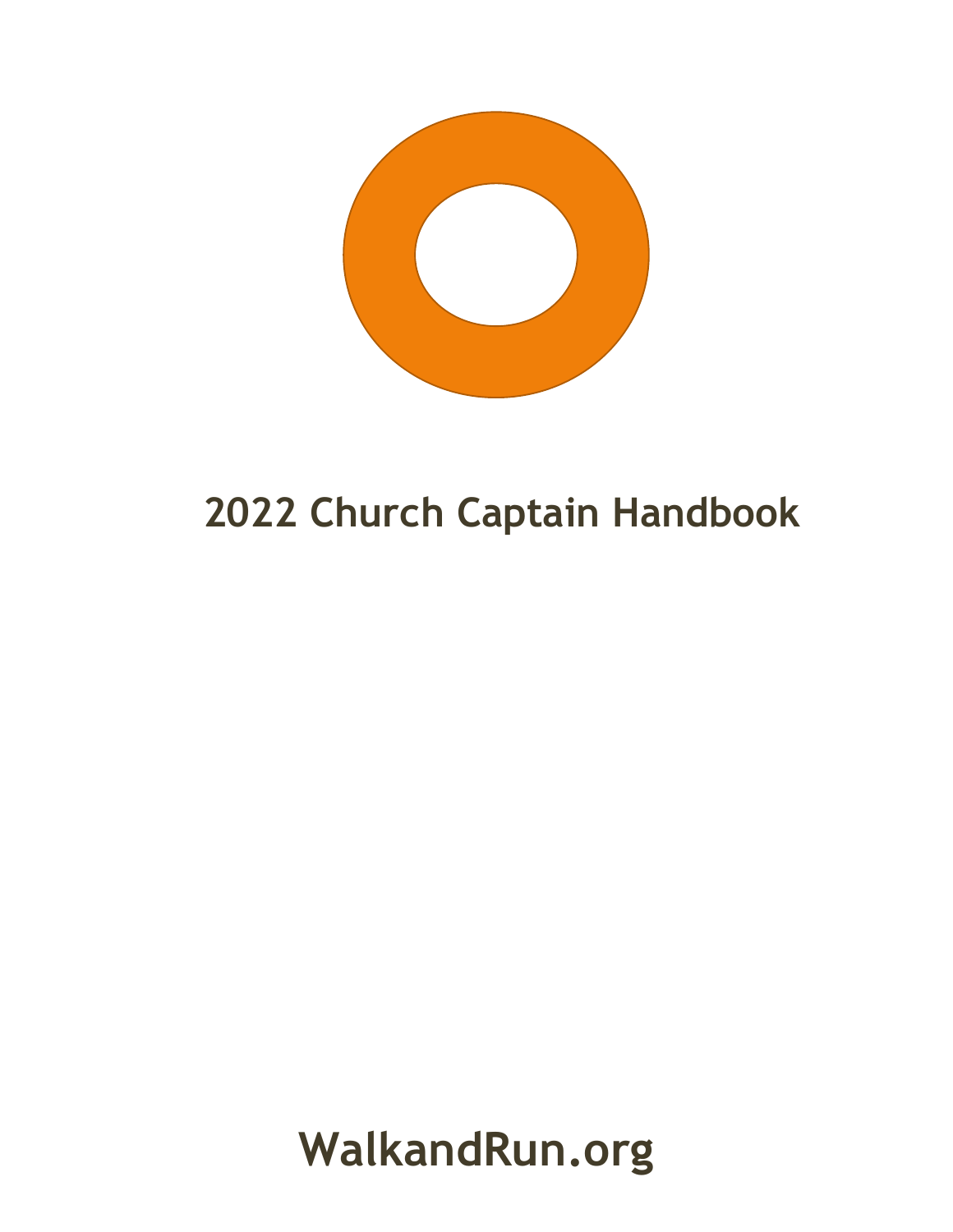# 2022 Church Captain Handbook

**WalkandRun.org**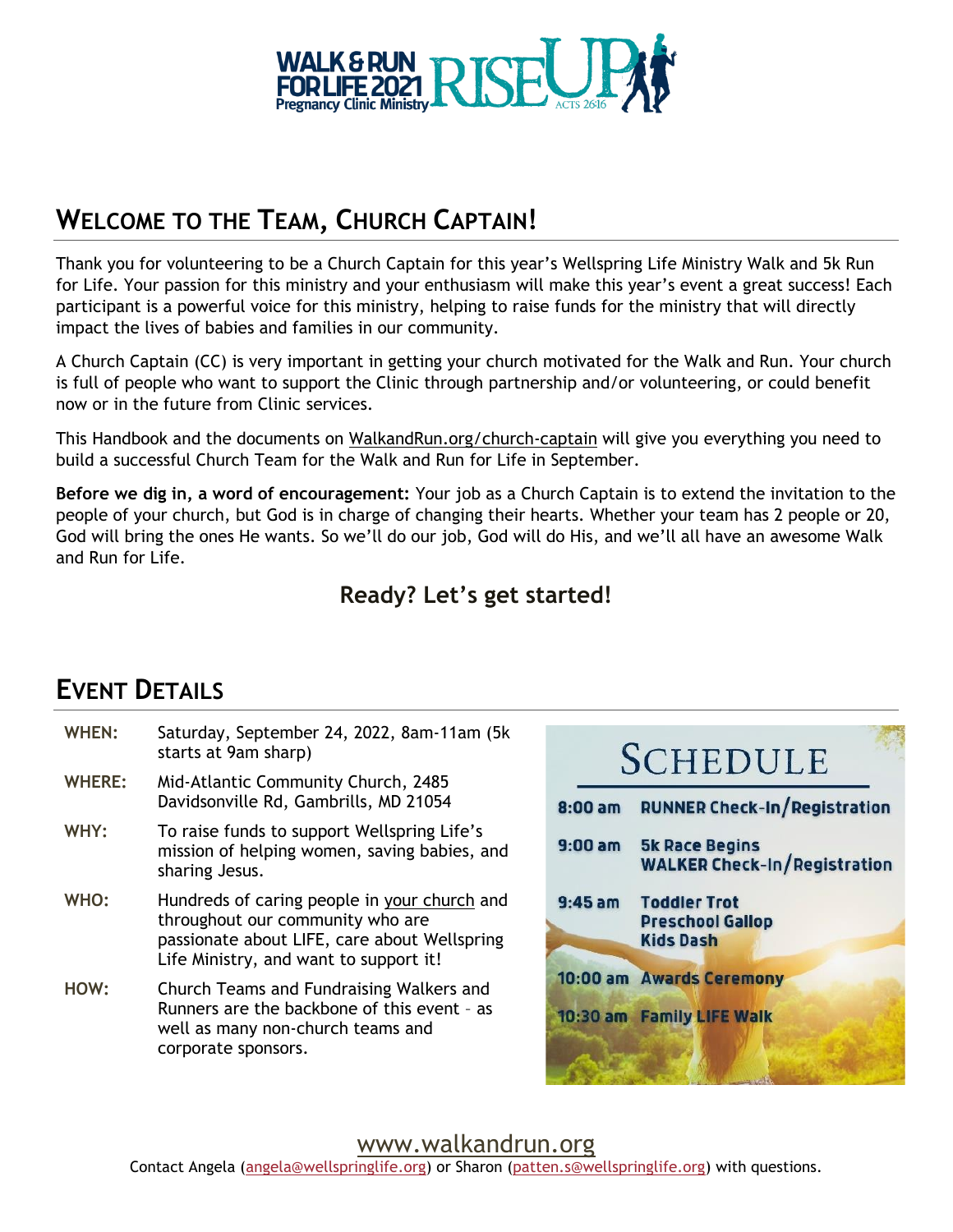# Welcome to the Team, Church Captain!

Thank you for volunteering to be a Church Captain for this year's Wellspring Life Ministry Walk and 5k Run for Life. Your passion for this ministry and your enthusiasm will make this year's event a great success! Each participant is a powerful voice for this ministry, helping to raise funds for the ministry that will directly impact the lives of babies and families in our community.

A Church Captain (CC) is very important in getting your church motivated for the Walk and Run. Your church is full of people who want to support the Clinic through partnership and/or volunteering, or could benefit now or in the future from Clinic services.

This Handbook and the documents on WalkandRun.org/church-captain will give you everything you need to build a successful Church Team for the Walk and Run for Life in September.

**Before we dig in, a word of encouragement:** Your job as a Church Captain is to extend the invitation to the people of your church, but God is in charge of changing their hearts. Whether your team has 2 people or 20, God will bring the ones He wants. So we'll do our job, God will do His, and we'll all have an awesome Walk and Run for Life.

### Ready? Let's get started!

# Event Details

**WHEN:** Saturday, September 24, 2022, 8am-11am (5k starts at 9am sharp)

**WHERE:** Mid-Atlantic Community Church, 2485 Davidsonville Rd, Gambrills, MD 21054

**WHY:** To raise funds to support Wellspring Life's mission of helping women, saving babies, and sharing Jesus.

**WHO:** Hundreds of caring people in your church and throughout our community who are passionate about LIFE, care about Wellspring Life Ministry, and want to support it!

**HOW:** Church Teams and Fundraising Walkers and Runners are the backbone of this event – as well as many non-church teams and corporate sponsors.

## Schedule

| Time | Event |
|---|---|
| 8:00 am | RUNNER Check-In/Registration |
| 9:00 am | 5k Race Begins<br>WALKER Check-In/Registration |
| 9:45 am | Toddler Trot<br>Preschool Gallop<br>Kids Dash |
| 10:00 am | Awards Ceremony |
| 10:30 am | Family LIFE Walk |

www.walkandrun.org

Contact Angela (angela@wellspringlife.org) or Sharon (patten.s@wellspringlife.org) with questions.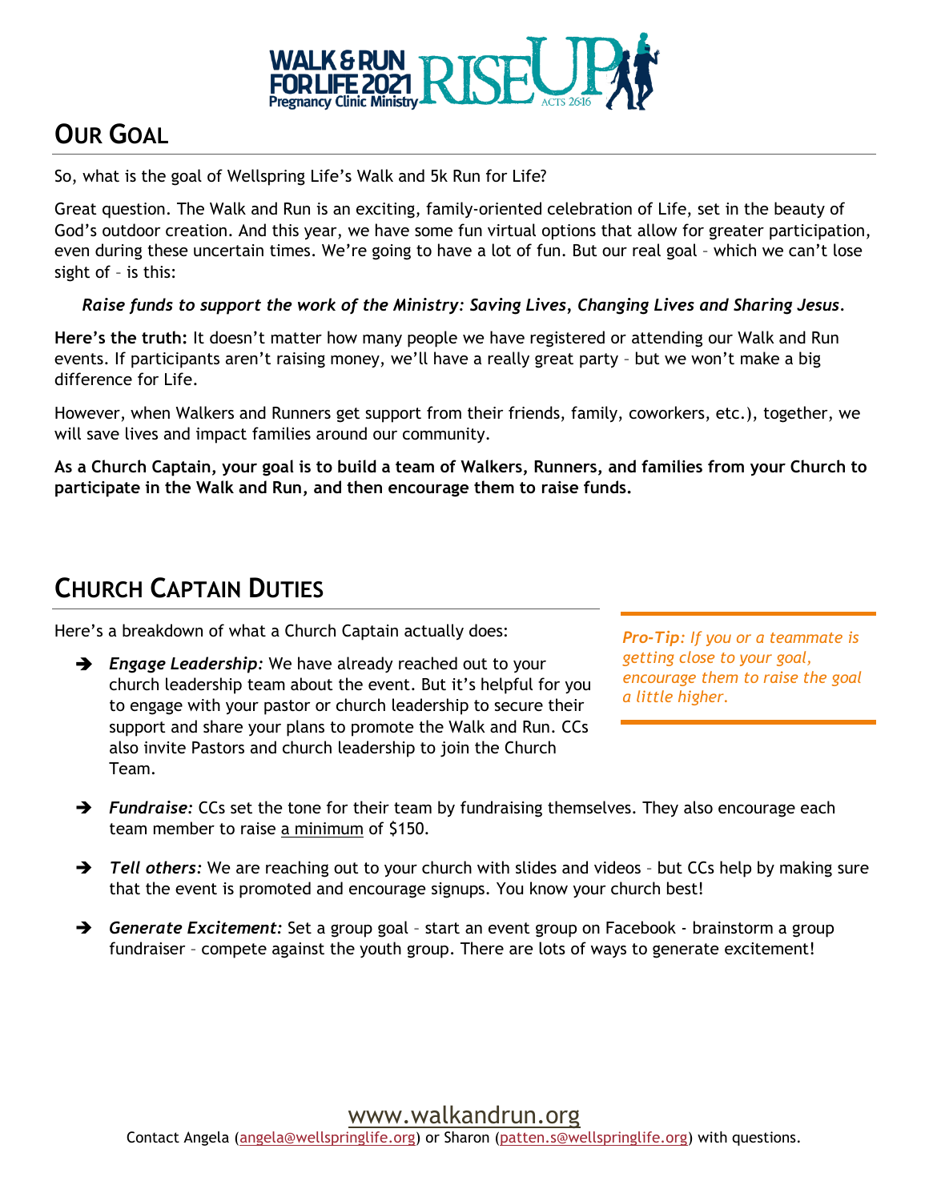## OUR GOAL

So, what is the goal of Wellspring Life's Walk and 5k Run for Life?

Great question. The Walk and Run is an exciting, family-oriented celebration of Life, set in the beauty of God's outdoor creation. And this year, we have some fun virtual options that allow for greater participation, even during these uncertain times. We're going to have a lot of fun. But our real goal – which we can't lose sight of – is this:

*Raise funds to support the work of the Ministry: Saving Lives, Changing Lives and Sharing Jesus.*

**Here's the truth:** It doesn't matter how many people we have registered or attending our Walk and Run events. If participants aren't raising money, we'll have a really great party – but we won't make a big difference for Life.

However, when Walkers and Runners get support from their friends, family, coworkers, etc.), together, we will save lives and impact families around our community.

**As a Church Captain, your goal is to build a team of Walkers, Runners, and families from your Church to participate in the Walk and Run, and then encourage them to raise funds.**

## CHURCH CAPTAIN DUTIES

Here's a breakdown of what a Church Captain actually does:

> ***Pro-Tip:*** *If you or a teammate is getting close to your goal, encourage them to raise the goal a little higher.*

- ***Engage Leadership:*** We have already reached out to your church leadership team about the event. But it's helpful for you to engage with your pastor or church leadership to secure their support and share your plans to promote the Walk and Run. CCs also invite Pastors and church leadership to join the Church Team.
- ***Fundraise:*** CCs set the tone for their team by fundraising themselves. They also encourage each team member to raise a minimum of $150.
- ***Tell others:*** We are reaching out to your church with slides and videos – but CCs help by making sure that the event is promoted and encourage signups. You know your church best!
- ***Generate Excitement:*** Set a group goal – start an event group on Facebook - brainstorm a group fundraiser – compete against the youth group. There are lots of ways to generate excitement!

www.walkandrun.org

Contact Angela (angela@wellspringlife.org) or Sharon (patten.s@wellspringlife.org) with questions.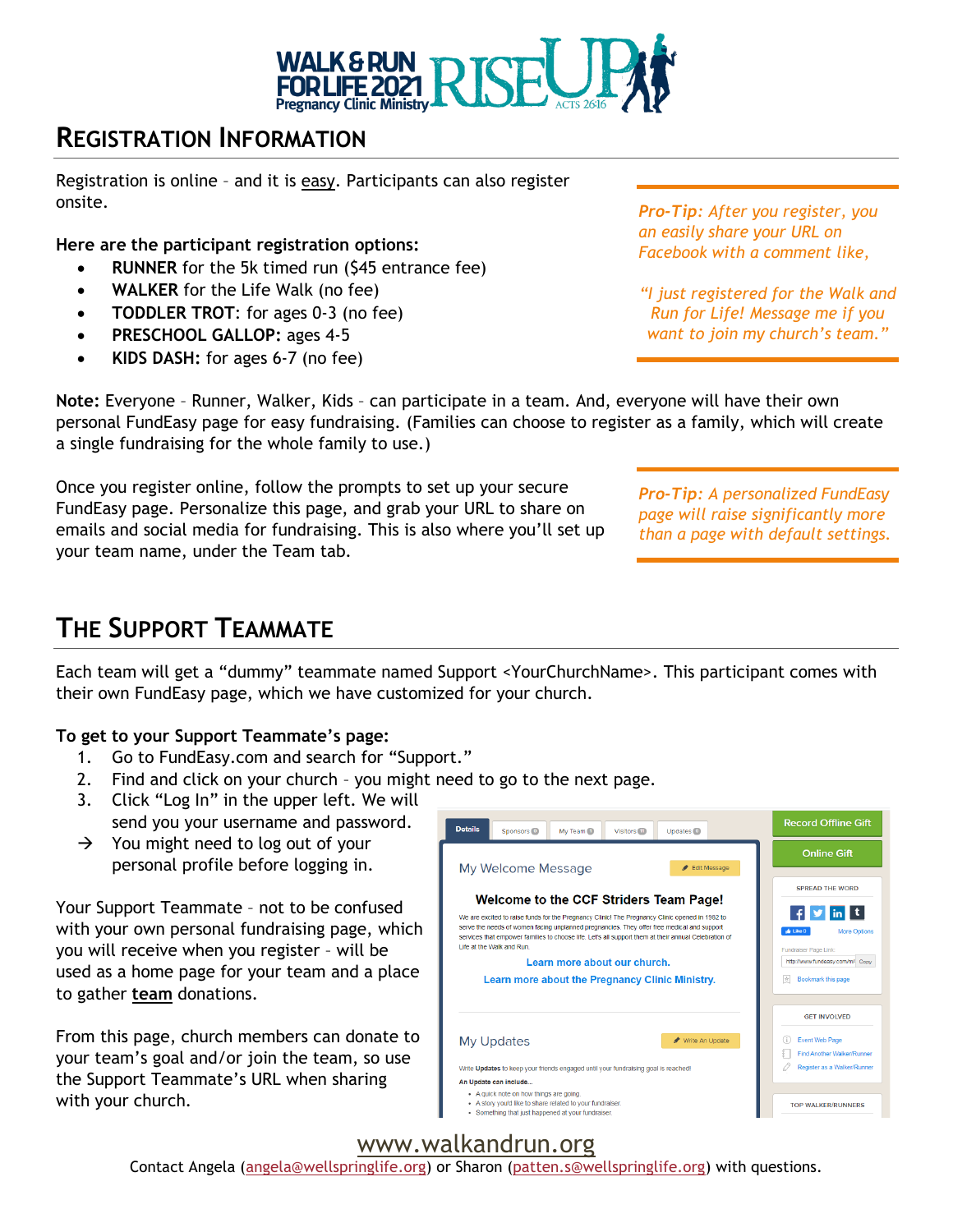# REGISTRATION INFORMATION

Registration is online – and it is easy. Participants can also register onsite.

**Here are the participant registration options:**

- **RUNNER** for the 5k timed run ($45 entrance fee)
- **WALKER** for the Life Walk (no fee)
- **TODDLER TROT**: for ages 0-3 (no fee)
- **PRESCHOOL GALLOP:** ages 4-5
- **KIDS DASH:** for ages 6-7 (no fee)

*Pro-Tip: After you register, you an easily share your URL on Facebook with a comment like,*

*"I just registered for the Walk and Run for Life! Message me if you want to join my church's team."*

**Note:** Everyone – Runner, Walker, Kids – can participate in a team. And, everyone will have their own personal FundEasy page for easy fundraising. (Families can choose to register as a family, which will create a single fundraising for the whole family to use.)

Once you register online, follow the prompts to set up your secure FundEasy page. Personalize this page, and grab your URL to share on emails and social media for fundraising. This is also where you'll set up your team name, under the Team tab.

*Pro-Tip: A personalized FundEasy page will raise significantly more than a page with default settings.*

# THE SUPPORT TEAMMATE

Each team will get a "dummy" teammate named Support <YourChurchName>. This participant comes with their own FundEasy page, which we have customized for your church.

**To get to your Support Teammate's page:**

1. Go to FundEasy.com and search for "Support."
2. Find and click on your church – you might need to go to the next page.
3. Click "Log In" in the upper left. We will send you your username and password.

→ You might need to log out of your personal profile before logging in.

Your Support Teammate – not to be confused with your own personal fundraising page, which you will receive when you register – will be used as a home page for your team and a place to gather **team** donations.

From this page, church members can donate to your team's goal and/or join the team, so use the Support Teammate's URL when sharing with your church.

www.walkandrun.org

Contact Angela (angela@wellspringlife.org) or Sharon (patten.s@wellspringlife.org) with questions.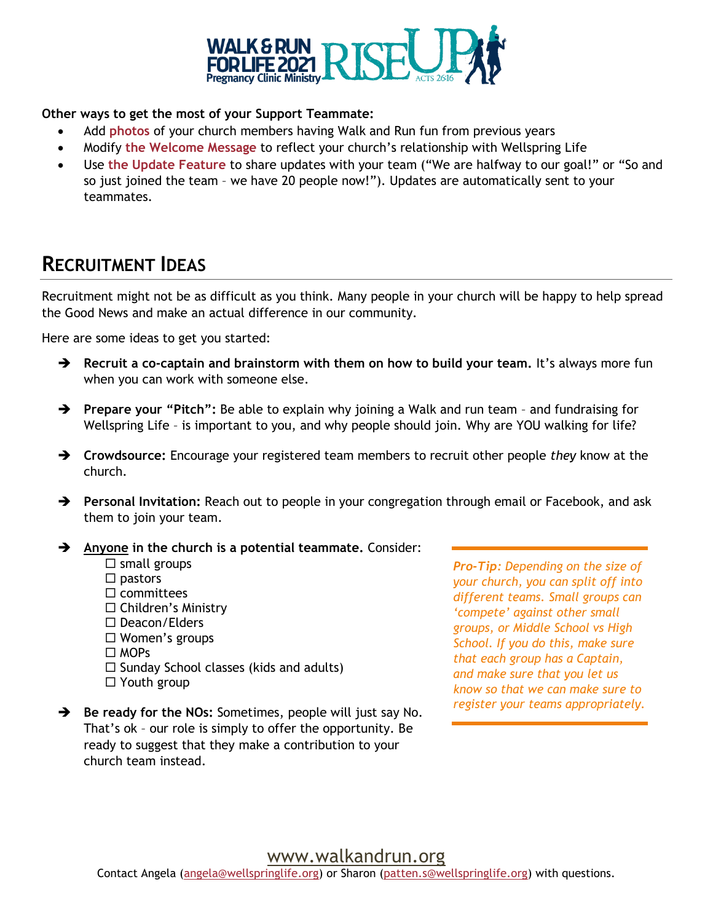**Other ways to get the most of your Support Teammate:**

- Add **photos** of your church members having Walk and Run fun from previous years
- Modify **the Welcome Message** to reflect your church's relationship with Wellspring Life
- Use **the Update Feature** to share updates with your team ("We are halfway to our goal!" or "So and so just joined the team – we have 20 people now!"). Updates are automatically sent to your teammates.

## Recruitment Ideas

Recruitment might not be as difficult as you think. Many people in your church will be happy to help spread the Good News and make an actual difference in our community.

Here are some ideas to get you started:

- **Recruit a co-captain and brainstorm with them on how to build your team.** It's always more fun when you can work with someone else.
- **Prepare your "Pitch":** Be able to explain why joining a Walk and run team – and fundraising for Wellspring Life – is important to you, and why people should join. Why are YOU walking for life?
- **Crowdsource:** Encourage your registered team members to recruit other people *they* know at the church.
- **Personal Invitation:** Reach out to people in your congregation through email or Facebook, and ask them to join your team.
- **Anyone in the church is a potential teammate.** Consider:
  - ☐ small groups
  - ☐ pastors
  - ☐ committees
  - ☐ Children's Ministry
  - ☐ Deacon/Elders
  - ☐ Women's groups
  - ☐ MOPs
  - ☐ Sunday School classes (kids and adults)
  - ☐ Youth group
- **Be ready for the NOs:** Sometimes, people will just say No. That's ok – our role is simply to offer the opportunity. Be ready to suggest that they make a contribution to your church team instead.

***Pro-Tip:** Depending on the size of your church, you can split off into different teams. Small groups can 'compete' against other small groups, or Middle School vs High School. If you do this, make sure that each group has a Captain, and make sure that you let us know so that we can make sure to register your teams appropriately.*

www.walkandrun.org

Contact Angela (angela@wellspringlife.org) or Sharon (patten.s@wellspringlife.org) with questions.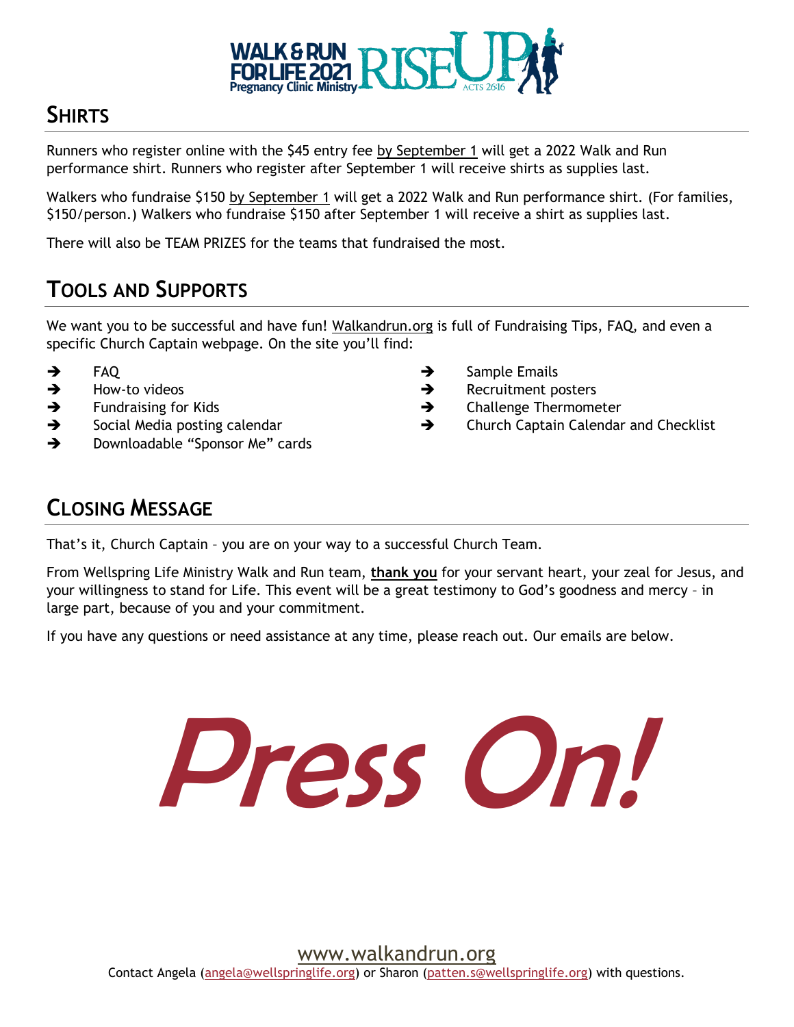## SHIRTS

Runners who register online with the $45 entry fee by September 1 will get a 2022 Walk and Run performance shirt. Runners who register after September 1 will receive shirts as supplies last.

Walkers who fundraise $150 by September 1 will get a 2022 Walk and Run performance shirt. (For families, $150/person.) Walkers who fundraise $150 after September 1 will receive a shirt as supplies last.

There will also be TEAM PRIZES for the teams that fundraised the most.

## TOOLS AND SUPPORTS

We want you to be successful and have fun! Walkandrun.org is full of Fundraising Tips, FAQ, and even a specific Church Captain webpage. On the site you'll find:

- ➔ FAQ
- ➔ How-to videos
- ➔ Fundraising for Kids
- ➔ Social Media posting calendar
- ➔ Downloadable "Sponsor Me" cards
- ➔ Sample Emails
- ➔ Recruitment posters
- ➔ Challenge Thermometer
- ➔ Church Captain Calendar and Checklist

## CLOSING MESSAGE

That's it, Church Captain – you are on your way to a successful Church Team.

From Wellspring Life Ministry Walk and Run team, **thank you** for your servant heart, your zeal for Jesus, and your willingness to stand for Life. This event will be a great testimony to God's goodness and mercy – in large part, because of you and your commitment.

If you have any questions or need assistance at any time, please reach out. Our emails are below.

# *Press On!*

www.walkandrun.org

Contact Angela (angela@wellspringlife.org) or Sharon (patten.s@wellspringlife.org) with questions.